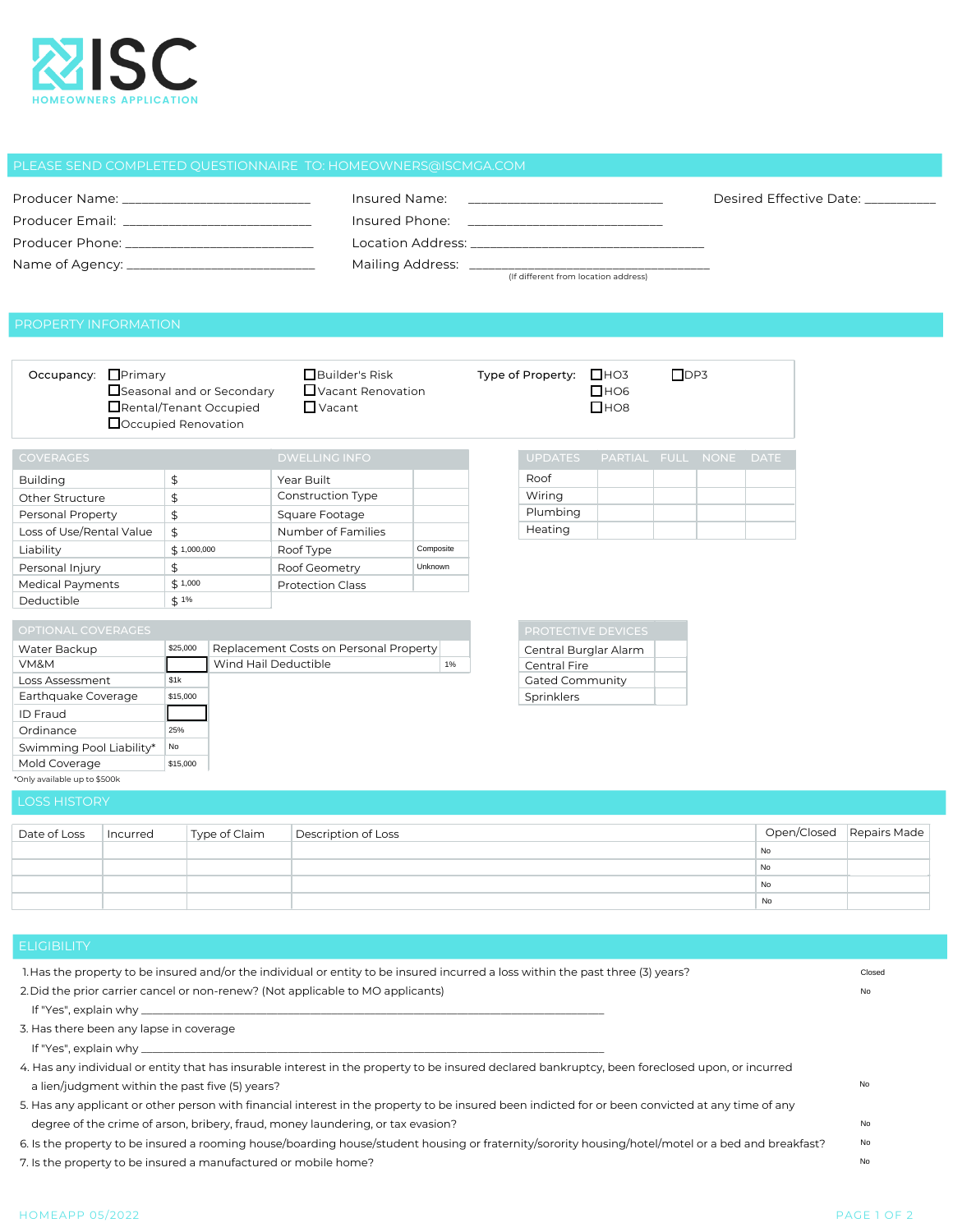# ISC

HOMEOWNERS APPLICATION

## PLEASE SEND COMPLETED QUESTIONNAIRE TO: HOMEOWNERS@ISCMGA.COM

Producer Name: ___________________________

Producer Email: ___________________________

Producer Phone: ___________________________

Name of Agency: ___________________________

Insured Name: ___________________________

Insured Phone: ___________________________

Location Address: ___________________________

Mailing Address: ___________________________
(If different from location address)

Desired Effective Date: __________

## PROPERTY INFORMATION

**Occupancy:**
- ☐ Primary
- ☐ Seasonal and or Secondary
- ☐ Rental/Tenant Occupied
- ☐ Occupied Renovation
- ☐ Builder's Risk
- ☐ Vacant Renovation
- ☐ Vacant

**Type of Property:**
- ☐ HO3
- ☐ HO6
- ☐ HO8
- ☐ DP3

| COVERAGES | | DWELLING INFO | |
|---|---|---|---|
| Building | $ | Year Built | |
| Other Structure | $ | Construction Type | |
| Personal Property | $ | Square Footage | |
| Loss of Use/Rental Value | $ | Number of Families | |
| Liability | $ 1,000,000 | Roof Type | Composite |
| Personal Injury | $ | Roof Geometry | Unknown |
| Medical Payments | $ 1,000 | Protection Class | |
| Deductible | $ 1% | | |

| UPDATES | PARTIAL | FULL | NONE | DATE |
|---|---|---|---|---|
| Roof | | | | |
| Wiring | | | | |
| Plumbing | | | | |
| Heating | | | | |

| OPTIONAL COVERAGES | | | |
|---|---|---|---|
| Water Backup | $25,000 | Replacement Costs on Personal Property | |
| VM&M | | Wind Hail Deductible | 1% |
| Loss Assessment | $1k | | |
| Earthquake Coverage | $15,000 | | |
| ID Fraud | | | |
| Ordinance | 25% | | |
| Swimming Pool Liability* | No | | |
| Mold Coverage | $15,000 | | |

*Only available up to $500k

| PROTECTIVE DEVICES | |
|---|---|
| Central Burglar Alarm | |
| Central Fire | |
| Gated Community | |
| Sprinklers | |

## LOSS HISTORY

| Date of Loss | Incurred | Type of Claim | Description of Loss | Open/Closed | Repairs Made |
|---|---|---|---|---|---|
| | | | | No | |
| | | | | No | |
| | | | | No | |
| | | | | No | |

## ELIGIBILITY

1. Has the property to be insured and/or the individual or entity to be insured incurred a loss within the past three (3) years? Closed
2. Did the prior carrier cancel or non-renew? (Not applicable to MO applicants) No
   If "Yes", explain why ___________________________
3. Has there been any lapse in coverage
   If "Yes", explain why ___________________________
4. Has any individual or entity that has insurable interest in the property to be insured declared bankruptcy, been foreclosed upon, or incurred a lien/judgment within the past five (5) years? No
5. Has any applicant or other person with financial interest in the property to be insured been indicted for or been convicted at any time of any degree of the crime of arson, bribery, fraud, money laundering, or tax evasion? No
6. Is the property to be insured a rooming house/boarding house/student housing or fraternity/sorority housing/hotel/motel or a bed and breakfast? No
7. Is the property to be insured a manufactured or mobile home? No

HOMEAPP 05/2022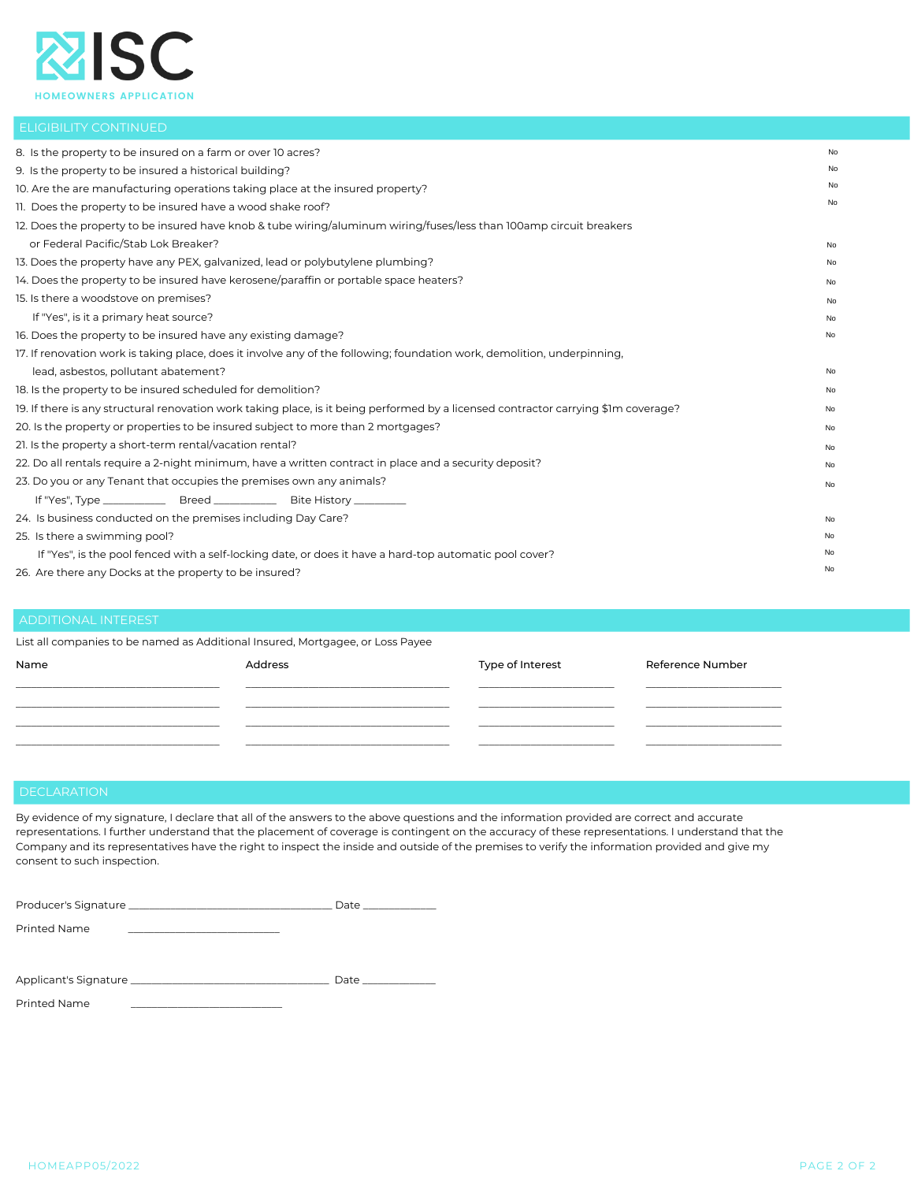# ISC

HOMEOWNERS APPLICATION

## ELIGIBILITY CONTINUED

| | |
|---|---|
| 8. Is the property to be insured on a farm or over 10 acres? | No |
| 9. Is the property to be insured a historical building? | No |
| 10. Are the are manufacturing operations taking place at the insured property? | No |
| 11. Does the property to be insured have a wood shake roof? | No |
| 12. Does the property to be insured have knob & tube wiring/aluminum wiring/fuses/less than 100amp circuit breakers or Federal Pacific/Stab Lok Breaker? | No |
| 13. Does the property have any PEX, galvanized, lead or polybutylene plumbing? | No |
| 14. Does the property to be insured have kerosene/paraffin or portable space heaters? | No |
| 15. Is there a woodstove on premises? | No |
| If "Yes", is it a primary heat source? | No |
| 16. Does the property to be insured have any existing damage? | No |
| 17. If renovation work is taking place, does it involve any of the following; foundation work, demolition, underpinning, lead, asbestos, pollutant abatement? | No |
| 18. Is the property to be insured scheduled for demolition? | No |
| 19. If there is any structural renovation work taking place, is it being performed by a licensed contractor carrying $1m coverage? | No |
| 20. Is the property or properties to be insured subject to more than 2 mortgages? | No |
| 21. Is the property a short-term rental/vacation rental? | No |
| 22. Do all rentals require a 2-night minimum, have a written contract in place and a security deposit? | No |
| 23. Do you or any Tenant that occupies the premises own any animals? | No |
| If "Yes", Type ___________ Breed ___________ Bite History _________ | |
| 24. Is business conducted on the premises including Day Care? | No |
| 25. Is there a swimming pool? | No |
| If "Yes", is the pool fenced with a self-locking date, or does it have a hard-top automatic pool cover? | No |
| 26. Are there any Docks at the property to be insured? | No |

## ADDITIONAL INTEREST

List all companies to be named as Additional Insured, Mortgagee, or Loss Payee

| Name | Address | Type of Interest | Reference Number |
|---|---|---|---|
| | | | |
| | | | |
| | | | |
| | | | |

## DECLARATION

By evidence of my signature, I declare that all of the answers to the above questions and the information provided are correct and accurate representations. I further understand that the placement of coverage is contingent on the accuracy of these representations. I understand that the Company and its representatives have the right to inspect the inside and outside of the premises to verify the information provided and give my consent to such inspection.

Producer's Signature ___________________________________ Date _____________

Printed Name ___________________________

Applicant's Signature ___________________________________ Date _____________

Printed Name ___________________________

HOMEAPP05/2022